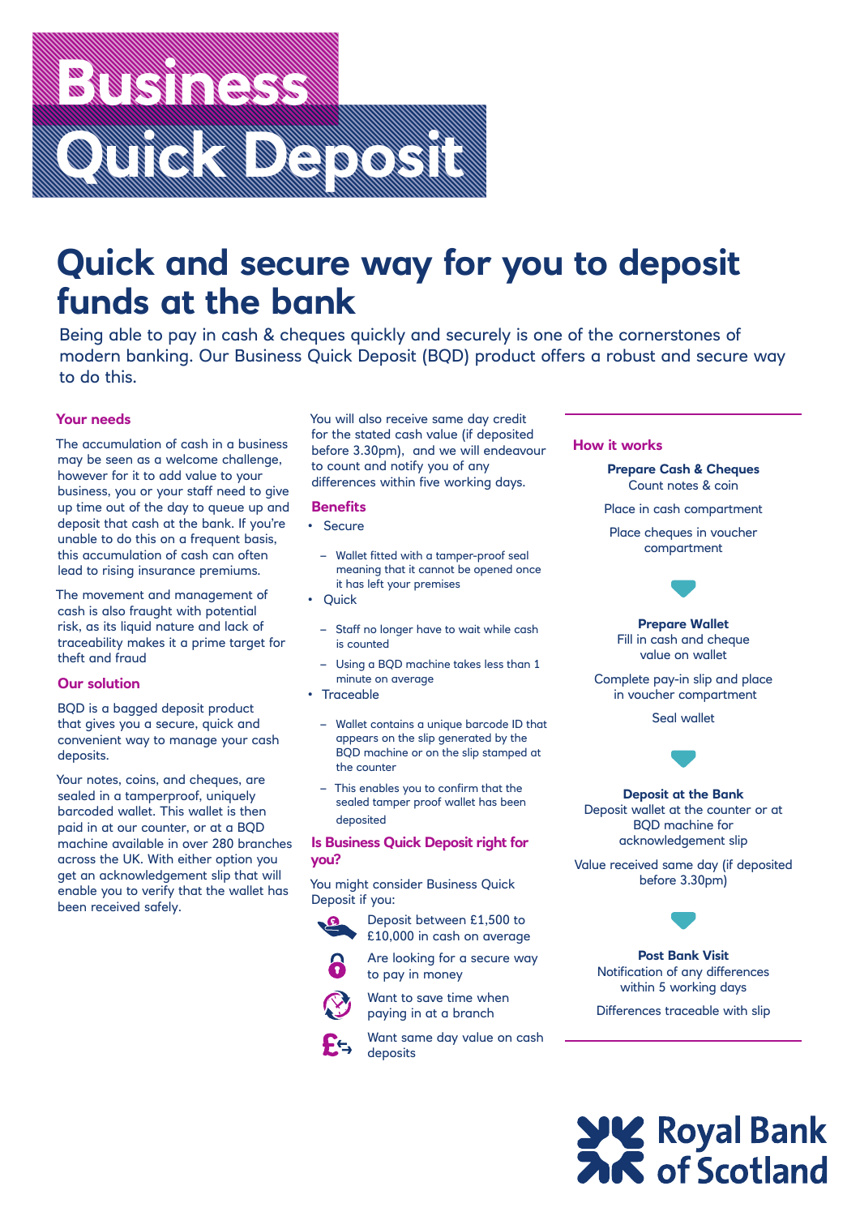# Business Quick Deposit

## Quick and secure way for you to deposit funds at the bank

Being able to pay in cash & cheques quickly and securely is one of the cornerstones of modern banking. Our Business Quick Deposit (BQD) product offers a robust and secure way to do this.

### Your needs

The accumulation of cash in a business may be seen as a welcome challenge, however for it to add value to your business, you or your staff need to give up time out of the day to queue up and deposit that cash at the bank. If you're unable to do this on a frequent basis, this accumulation of cash can often lead to rising insurance premiums.

The movement and management of cash is also fraught with potential risk, as its liquid nature and lack of traceability makes it a prime target for theft and fraud

### Our solution

BQD is a bagged deposit product that gives you a secure, quick and convenient way to manage your cash deposits.

Your notes, coins, and cheques, are sealed in a tamperproof, uniquely barcoded wallet. This wallet is then paid in at our counter, or at a BQD machine available in over 280 branches across the UK. With either option you get an acknowledgement slip that will enable you to verify that the wallet has been received safely.

You will also receive same day credit for the stated cash value (if deposited before 3.30pm), and we will endeavour to count and notify you of any differences within five working days.

### Benefits

- Secure
  - Wallet fitted with a tamper-proof seal meaning that it cannot be opened once it has left your premises
- Quick
  - Staff no longer have to wait while cash is counted
  - Using a BQD machine takes less than 1 minute on average
- Traceable
  - Wallet contains a unique barcode ID that appears on the slip generated by the BQD machine or on the slip stamped at the counter
  - This enables you to confirm that the sealed tamper proof wallet has been deposited

### Is Business Quick Deposit right for you?

You might consider Business Quick Deposit if you:

- Deposit between £1,500 to £10,000 in cash on average
- Are looking for a secure way to pay in money
- Want to save time when paying in at a branch
- Want same day value on cash deposits

### How it works

**Prepare Cash & Cheques**

Count notes & coin

Place in cash compartment

Place cheques in voucher compartment

**Prepare Wallet**

Fill in cash and cheque value on wallet

Complete pay-in slip and place in voucher compartment

Seal wallet

**Deposit at the Bank**

Deposit wallet at the counter or at BQD machine for acknowledgement slip

Value received same day (if deposited before 3.30pm)

**Post Bank Visit**

Notification of any differences within 5 working days

Differences traceable with slip

Royal Bank of Scotland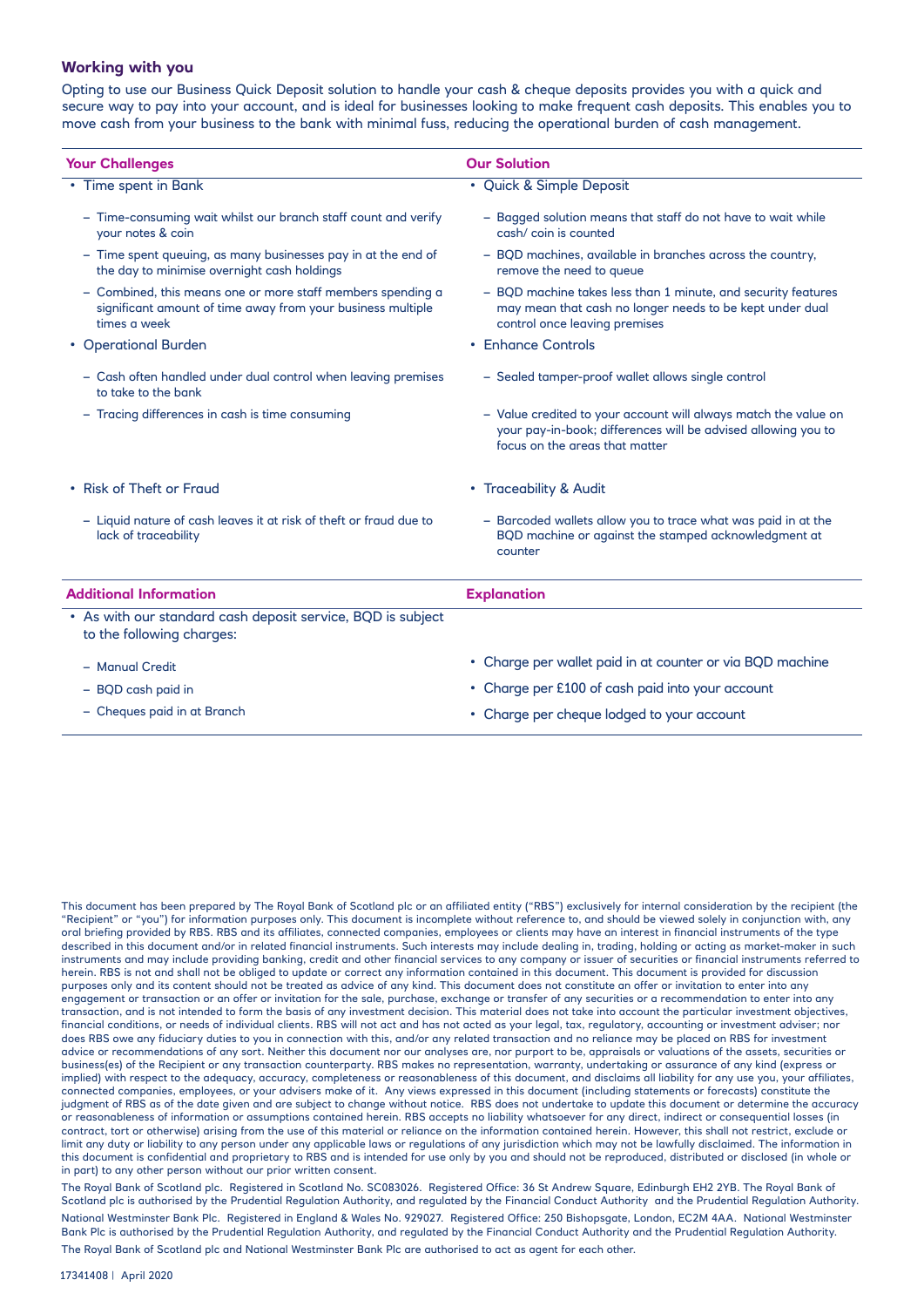## Working with you

Opting to use our Business Quick Deposit solution to handle your cash & cheque deposits provides you with a quick and secure way to pay into your account, and is ideal for businesses looking to make frequent cash deposits. This enables you to move cash from your business to the bank with minimal fuss, reducing the operational burden of cash management.

| Your Challenges | Our Solution |
|---|---|
| • Time spent in Bank | • Quick & Simple Deposit |
| – Time-consuming wait whilst our branch staff count and verify your notes & coin | – Bagged solution means that staff do not have to wait while cash/ coin is counted |
| – Time spent queuing, as many businesses pay in at the end of the day to minimise overnight cash holdings | – BQD machines, available in branches across the country, remove the need to queue |
| – Combined, this means one or more staff members spending a significant amount of time away from your business multiple times a week | – BQD machine takes less than 1 minute, and security features may mean that cash no longer needs to be kept under dual control once leaving premises |
| • Operational Burden | • Enhance Controls |
| – Cash often handled under dual control when leaving premises to take to the bank | – Sealed tamper-proof wallet allows single control |
| – Tracing differences in cash is time consuming | – Value credited to your account will always match the value on your pay-in-book; differences will be advised allowing you to focus on the areas that matter |
| • Risk of Theft or Fraud | • Traceability & Audit |
| – Liquid nature of cash leaves it at risk of theft or fraud due to lack of traceability | – Barcoded wallets allow you to trace what was paid in at the BQD machine or against the stamped acknowledgment at counter |

| Additional Information | Explanation |
|---|---|
| • As with our standard cash deposit service, BQD is subject to the following charges: | |
| – Manual Credit | • Charge per wallet paid in at counter or via BQD machine |
| – BQD cash paid in | • Charge per £100 of cash paid into your account |
| – Cheques paid in at Branch | • Charge per cheque lodged to your account |

This document has been prepared by The Royal Bank of Scotland plc or an affiliated entity ("RBS") exclusively for internal consideration by the recipient (the "Recipient" or "you") for information purposes only. This document is incomplete without reference to, and should be viewed solely in conjunction with, any oral briefing provided by RBS. RBS and its affiliates, connected companies, employees or clients may have an interest in financial instruments of the type described in this document and/or in related financial instruments. Such interests may include dealing in, trading, holding or acting as market-maker in such instruments and may include providing banking, credit and other financial services to any company or issuer of securities or financial instruments referred to herein. RBS is not and shall not be obliged to update or correct any information contained in this document. This document is provided for discussion purposes only and its content should not be treated as advice of any kind. This document does not constitute an offer or invitation to enter into any engagement or transaction or an offer or invitation for the sale, purchase, exchange or transfer of any securities or a recommendation to enter into any transaction, and is not intended to form the basis of any investment decision. This material does not take into account the particular investment objectives, financial conditions, or needs of individual clients. RBS will not act and has not acted as your legal, tax, regulatory, accounting or investment adviser; nor does RBS owe any fiduciary duties to you in connection with this, and/or any related transaction and no reliance may be placed on RBS for investment advice or recommendations of any sort. Neither this document nor our analyses are, nor purport to be, appraisals or valuations of the assets, securities or business(es) of the Recipient or any transaction counterparty. RBS makes no representation, warranty, undertaking or assurance of any kind (express or implied) with respect to the adequacy, accuracy, completeness or reasonableness of this document, and disclaims all liability for any use you, your affiliates, connected companies, employees, or your advisers make of it. Any views expressed in this document (including statements or forecasts) constitute the judgment of RBS as of the date given and are subject to change without notice. RBS does not undertake to update this document or determine the accuracy or reasonableness of information or assumptions contained herein. RBS accepts no liability whatsoever for any direct, indirect or consequential losses (in contract, tort or otherwise) arising from the use of this material or reliance on the information contained herein. However, this shall not restrict, exclude or limit any duty or liability to any person under any applicable laws or regulations of any jurisdiction which may not be lawfully disclaimed. The information in this document is confidential and proprietary to RBS and is intended for use only by you and should not be reproduced, distributed or disclosed (in whole or in part) to any other person without our prior written consent.

The Royal Bank of Scotland plc. Registered in Scotland No. SC083026. Registered Office: 36 St Andrew Square, Edinburgh EH2 2YB. The Royal Bank of Scotland plc is authorised by the Prudential Regulation Authority, and regulated by the Financial Conduct Authority and the Prudential Regulation Authority.

National Westminster Bank Plc. Registered in England & Wales No. 929027. Registered Office: 250 Bishopsgate, London, EC2M 4AA. National Westminster Bank Plc is authorised by the Prudential Regulation Authority, and regulated by the Financial Conduct Authority and the Prudential Regulation Authority.

The Royal Bank of Scotland plc and National Westminster Bank Plc are authorised to act as agent for each other.

17341408 | April 2020